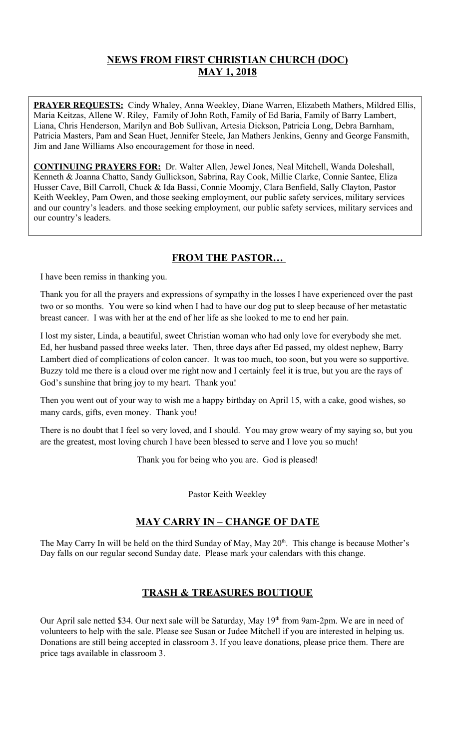## NEWS FROM FIRST CHRISTIAN CHURCH (DOC)
## MAY 1, 2018

**PRAYER REQUESTS:** Cindy Whaley, Anna Weekley, Diane Warren, Elizabeth Mathers, Mildred Ellis, Maria Keitzas, Allene W. Riley, Family of John Roth, Family of Ed Baria, Family of Barry Lambert, Liana, Chris Henderson, Marilyn and Bob Sullivan, Artesia Dickson, Patricia Long, Debra Barnham, Patricia Masters, Pam and Sean Huet, Jennifer Steele, Jan Mathers Jenkins, Genny and George Fansmith, Jim and Jane Williams Also encouragement for those in need.

**CONTINUING PRAYERS FOR:** Dr. Walter Allen, Jewel Jones, Neal Mitchell, Wanda Doleshall, Kenneth & Joanna Chatto, Sandy Gullickson, Sabrina, Ray Cook, Millie Clarke, Connie Santee, Eliza Husser Cave, Bill Carroll, Chuck & Ida Bassi, Connie Moomjy, Clara Benfield, Sally Clayton, Pastor Keith Weekley, Pam Owen, and those seeking employment, our public safety services, military services and our country's leaders. and those seeking employment, our public safety services, military services and our country's leaders.

## FROM THE PASTOR…

I have been remiss in thanking you.

Thank you for all the prayers and expressions of sympathy in the losses I have experienced over the past two or so months. You were so kind when I had to have our dog put to sleep because of her metastatic breast cancer. I was with her at the end of her life as she looked to me to end her pain.

I lost my sister, Linda, a beautiful, sweet Christian woman who had only love for everybody she met. Ed, her husband passed three weeks later. Then, three days after Ed passed, my oldest nephew, Barry Lambert died of complications of colon cancer. It was too much, too soon, but you were so supportive. Buzzy told me there is a cloud over me right now and I certainly feel it is true, but you are the rays of God's sunshine that bring joy to my heart. Thank you!

Then you went out of your way to wish me a happy birthday on April 15, with a cake, good wishes, so many cards, gifts, even money. Thank you!

There is no doubt that I feel so very loved, and I should. You may grow weary of my saying so, but you are the greatest, most loving church I have been blessed to serve and I love you so much!

Thank you for being who you are. God is pleased!

Pastor Keith Weekley

## MAY CARRY IN – CHANGE OF DATE

The May Carry In will be held on the third Sunday of May, May 20th. This change is because Mother's Day falls on our regular second Sunday date. Please mark your calendars with this change.

## TRASH & TREASURES BOUTIQUE

Our April sale netted $34. Our next sale will be Saturday, May 19th from 9am-2pm. We are in need of volunteers to help with the sale. Please see Susan or Judee Mitchell if you are interested in helping us. Donations are still being accepted in classroom 3. If you leave donations, please price them. There are price tags available in classroom 3.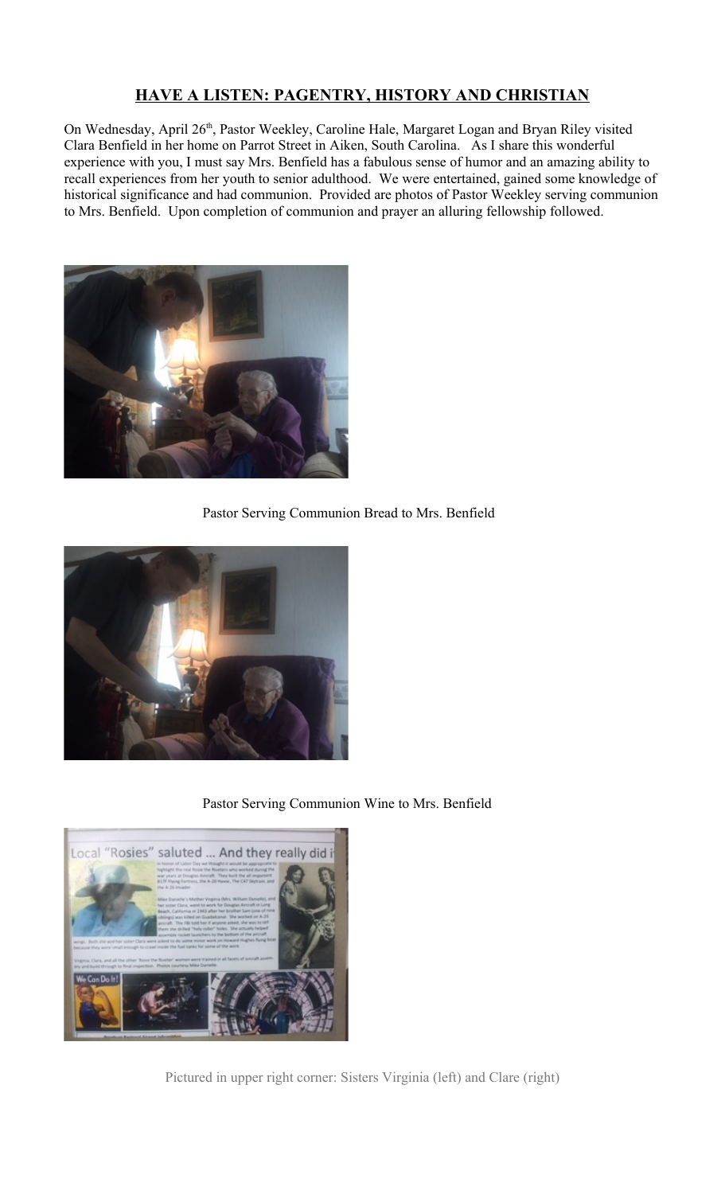## HAVE A LISTEN: PAGENTRY, HISTORY AND CHRISTIAN

On Wednesday, April 26th, Pastor Weekley, Caroline Hale, Margaret Logan and Bryan Riley visited Clara Benfield in her home on Parrot Street in Aiken, South Carolina. As I share this wonderful experience with you, I must say Mrs. Benfield has a fabulous sense of humor and an amazing ability to recall experiences from her youth to senior adulthood. We were entertained, gained some knowledge of historical significance and had communion. Provided are photos of Pastor Weekley serving communion to Mrs. Benfield. Upon completion of communion and prayer an alluring fellowship followed.

Pastor Serving Communion Bread to Mrs. Benfield

Pastor Serving Communion Wine to Mrs. Benfield

Pictured in upper right corner: Sisters Virginia (left) and Clare (right)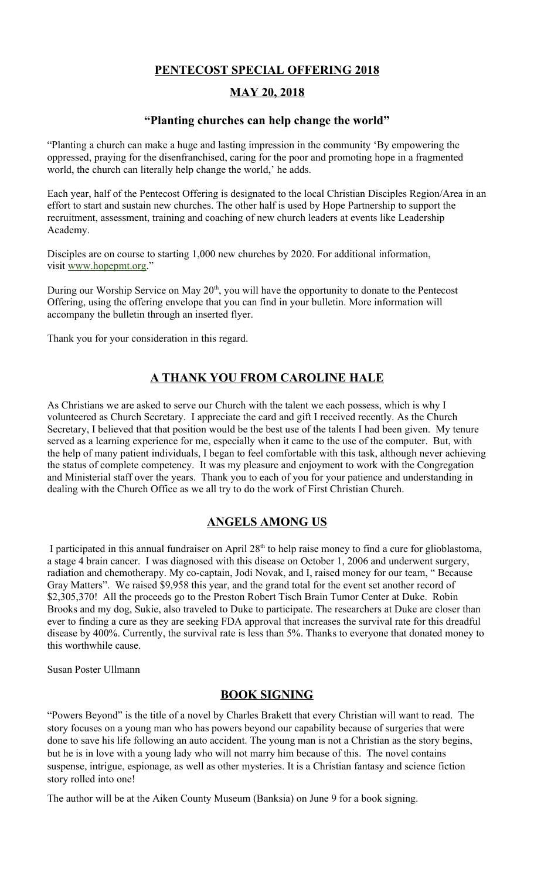## PENTECOST SPECIAL OFFERING 2018

## MAY 20, 2018

### "Planting churches can help change the world"

"Planting a church can make a huge and lasting impression in the community 'By empowering the oppressed, praying for the disenfranchised, caring for the poor and promoting hope in a fragmented world, the church can literally help change the world,' he adds.

Each year, half of the Pentecost Offering is designated to the local Christian Disciples Region/Area in an effort to start and sustain new churches. The other half is used by Hope Partnership to support the recruitment, assessment, training and coaching of new church leaders at events like Leadership Academy.

Disciples are on course to starting 1,000 new churches by 2020. For additional information, visit www.hopepmt.org."

During our Worship Service on May 20th, you will have the opportunity to donate to the Pentecost Offering, using the offering envelope that you can find in your bulletin. More information will accompany the bulletin through an inserted flyer.

Thank you for your consideration in this regard.

## A THANK YOU FROM CAROLINE HALE

As Christians we are asked to serve our Church with the talent we each possess, which is why I volunteered as Church Secretary. I appreciate the card and gift I received recently. As the Church Secretary, I believed that that position would be the best use of the talents I had been given. My tenure served as a learning experience for me, especially when it came to the use of the computer. But, with the help of many patient individuals, I began to feel comfortable with this task, although never achieving the status of complete competency. It was my pleasure and enjoyment to work with the Congregation and Ministerial staff over the years. Thank you to each of you for your patience and understanding in dealing with the Church Office as we all try to do the work of First Christian Church.

## ANGELS AMONG US

I participated in this annual fundraiser on April 28th to help raise money to find a cure for glioblastoma, a stage 4 brain cancer. I was diagnosed with this disease on October 1, 2006 and underwent surgery, radiation and chemotherapy. My co-captain, Jodi Novak, and I, raised money for our team, " Because Gray Matters". We raised $9,958 this year, and the grand total for the event set another record of $2,305,370! All the proceeds go to the Preston Robert Tisch Brain Tumor Center at Duke. Robin Brooks and my dog, Sukie, also traveled to Duke to participate. The researchers at Duke are closer than ever to finding a cure as they are seeking FDA approval that increases the survival rate for this dreadful disease by 400%. Currently, the survival rate is less than 5%. Thanks to everyone that donated money to this worthwhile cause.

Susan Poster Ullmann

## BOOK SIGNING

"Powers Beyond" is the title of a novel by Charles Brakett that every Christian will want to read. The story focuses on a young man who has powers beyond our capability because of surgeries that were done to save his life following an auto accident. The young man is not a Christian as the story begins, but he is in love with a young lady who will not marry him because of this. The novel contains suspense, intrigue, espionage, as well as other mysteries. It is a Christian fantasy and science fiction story rolled into one!

The author will be at the Aiken County Museum (Banksia) on June 9 for a book signing.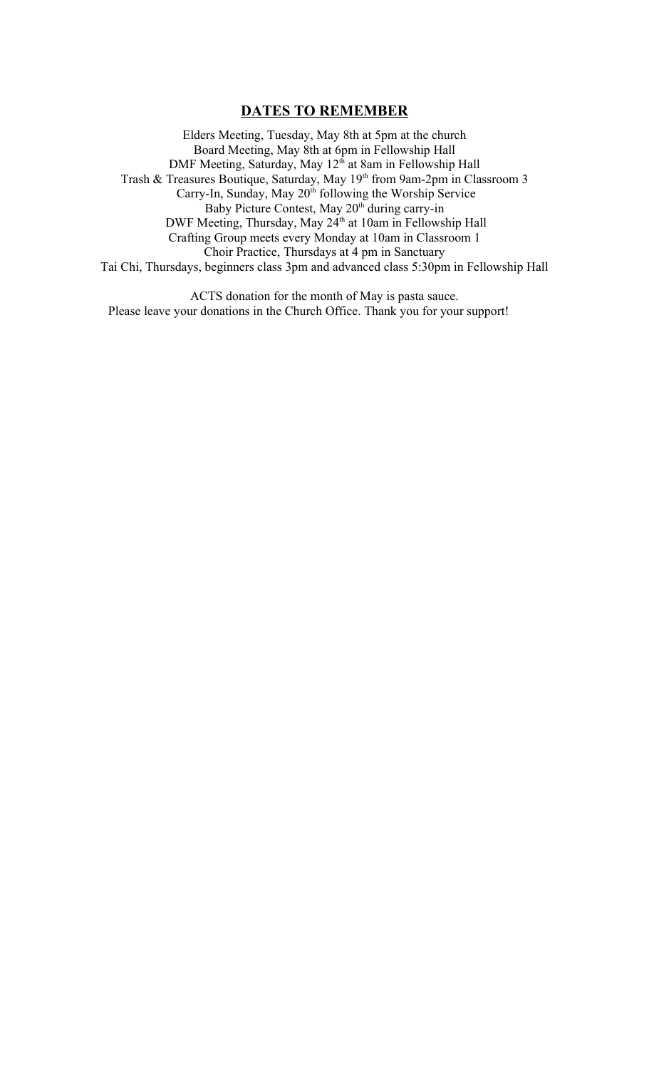## DATES TO REMEMBER

Elders Meeting, Tuesday, May 8th at 5pm at the church
Board Meeting, May 8th at 6pm in Fellowship Hall
DMF Meeting, Saturday, May 12th at 8am in Fellowship Hall
Trash & Treasures Boutique, Saturday, May 19th from 9am-2pm in Classroom 3
Carry-In, Sunday, May 20th following the Worship Service
Baby Picture Contest, May 20th during carry-in
DWF Meeting, Thursday, May 24th at 10am in Fellowship Hall
Crafting Group meets every Monday at 10am in Classroom 1
Choir Practice, Thursdays at 4 pm in Sanctuary
Tai Chi, Thursdays, beginners class 3pm and advanced class 5:30pm in Fellowship Hall

ACTS donation for the month of May is pasta sauce.
Please leave your donations in the Church Office. Thank you for your support!